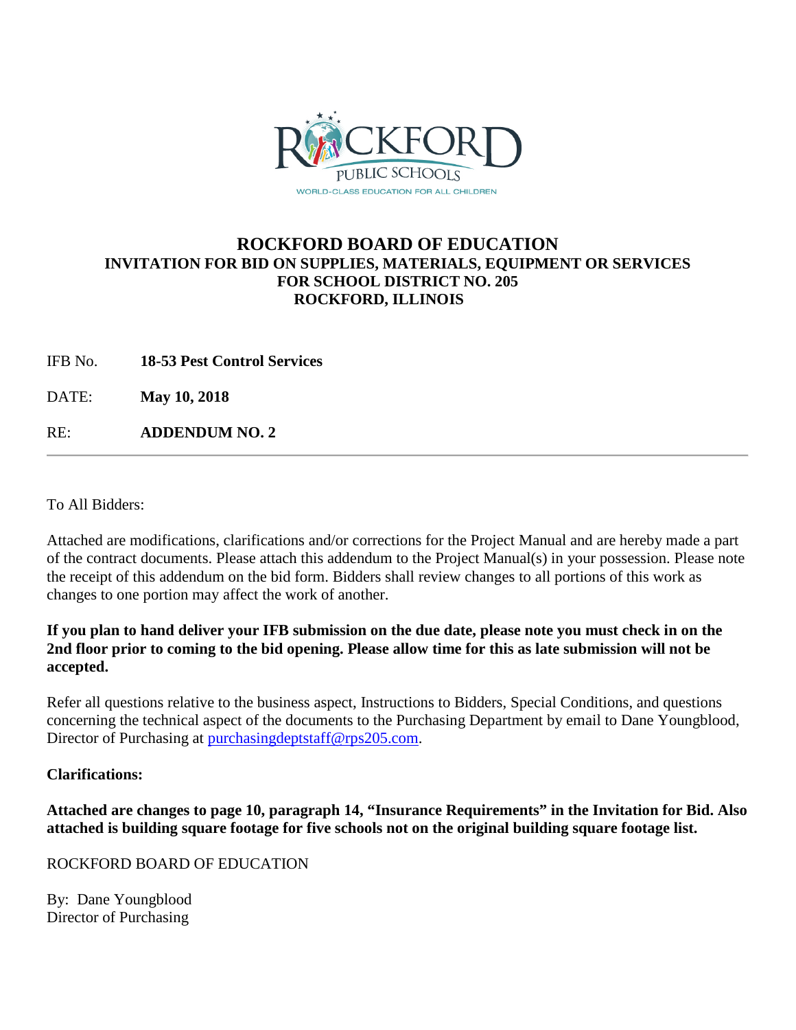# ROCKFORD BOARD OF EDUCATION

## INVITATION FOR BID ON SUPPLIES, MATERIALS, EQUIPMENT OR SERVICES FOR SCHOOL DISTRICT NO. 205 ROCKFORD, ILLINOIS

IFB No. **18-53 Pest Control Services**

DATE: **May 10, 2018**

RE: **ADDENDUM NO. 2**

---

To All Bidders:

Attached are modifications, clarifications and/or corrections for the Project Manual and are hereby made a part of the contract documents. Please attach this addendum to the Project Manual(s) in your possession. Please note the receipt of this addendum on the bid form. Bidders shall review changes to all portions of this work as changes to one portion may affect the work of another.

**If you plan to hand deliver your IFB submission on the due date, please note you must check in on the 2nd floor prior to coming to the bid opening. Please allow time for this as late submission will not be accepted.**

Refer all questions relative to the business aspect, Instructions to Bidders, Special Conditions, and questions concerning the technical aspect of the documents to the Purchasing Department by email to Dane Youngblood, Director of Purchasing at purchasingdeptstaff@rps205.com.

**Clarifications:**

**Attached are changes to page 10, paragraph 14, "Insurance Requirements" in the Invitation for Bid. Also attached is building square footage for five schools not on the original building square footage list.**

ROCKFORD BOARD OF EDUCATION

By: Dane Youngblood
Director of Purchasing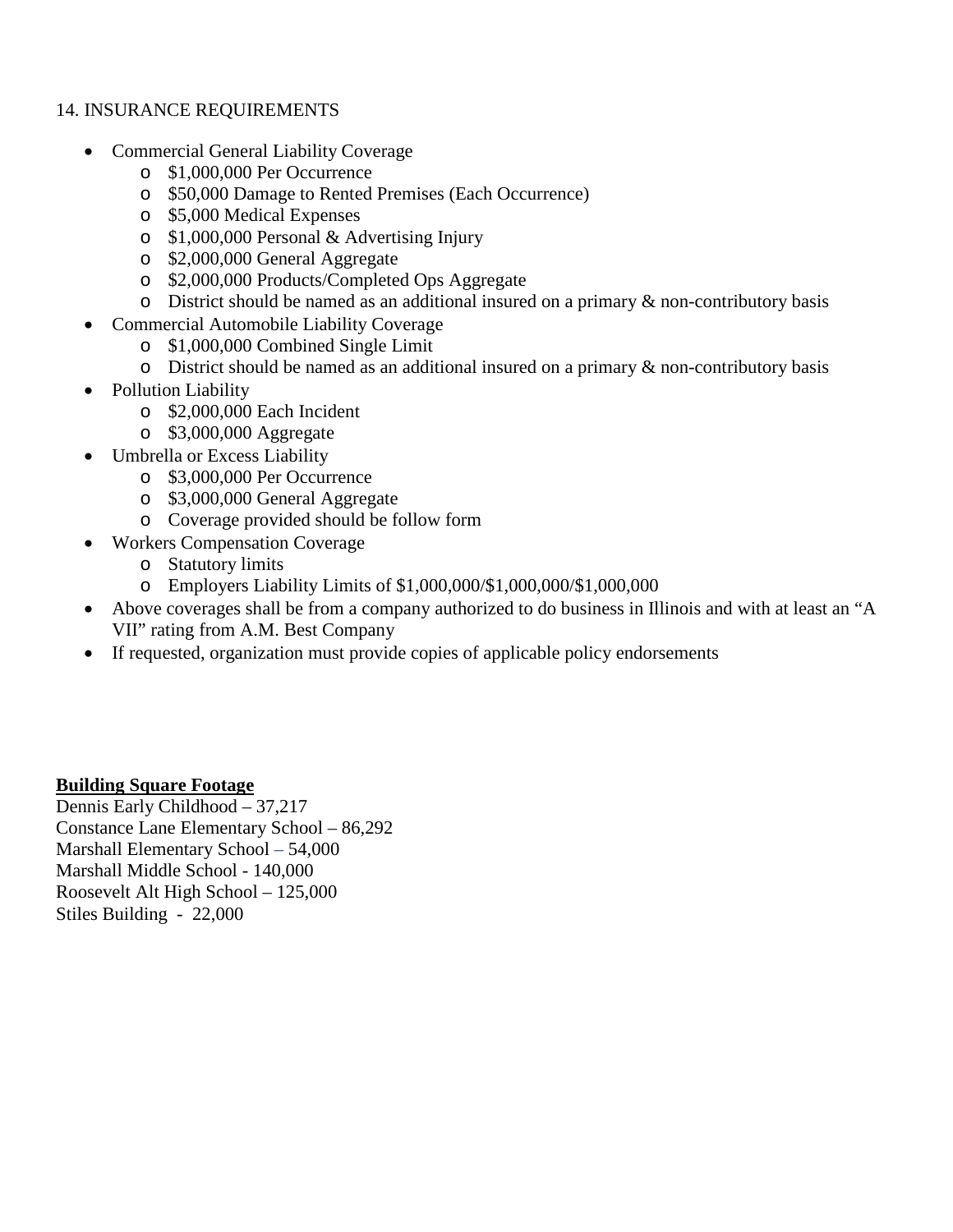14. INSURANCE REQUIREMENTS

- Commercial General Liability Coverage
  - $1,000,000 Per Occurrence
  - $50,000 Damage to Rented Premises (Each Occurrence)
  - $5,000 Medical Expenses
  - $1,000,000 Personal & Advertising Injury
  - $2,000,000 General Aggregate
  - $2,000,000 Products/Completed Ops Aggregate
  - District should be named as an additional insured on a primary & non-contributory basis
- Commercial Automobile Liability Coverage
  - $1,000,000 Combined Single Limit
  - District should be named as an additional insured on a primary & non-contributory basis
- Pollution Liability
  - $2,000,000 Each Incident
  - $3,000,000 Aggregate
- Umbrella or Excess Liability
  - $3,000,000 Per Occurrence
  - $3,000,000 General Aggregate
  - Coverage provided should be follow form
- Workers Compensation Coverage
  - Statutory limits
  - Employers Liability Limits of $1,000,000/$1,000,000/$1,000,000
- Above coverages shall be from a company authorized to do business in Illinois and with at least an "A VII" rating from A.M. Best Company
- If requested, organization must provide copies of applicable policy endorsements

**Building Square Footage**

Dennis Early Childhood – 37,217
Constance Lane Elementary School – 86,292
Marshall Elementary School – 54,000
Marshall Middle School - 140,000
Roosevelt Alt High School – 125,000
Stiles Building - 22,000